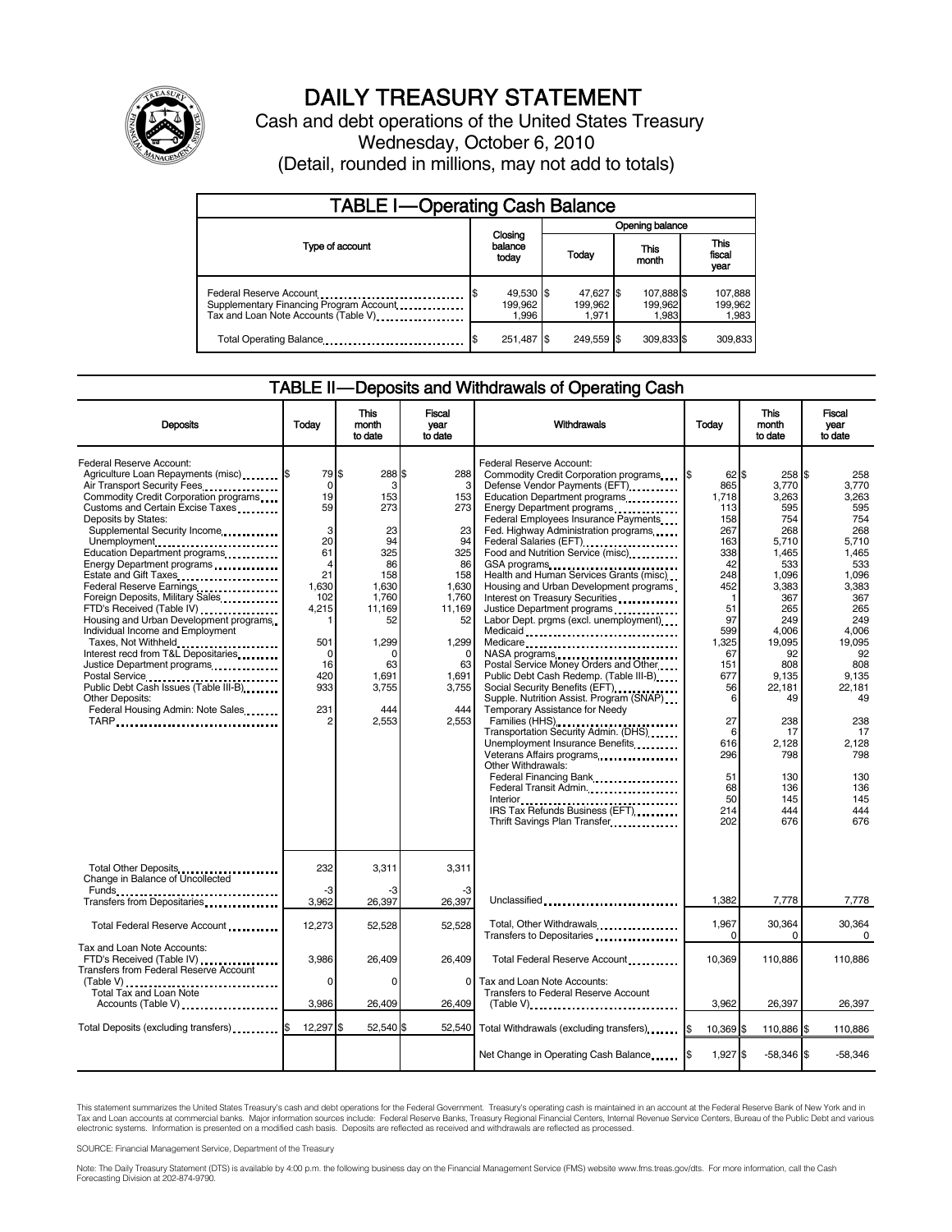# DAILY TREASURY STATEMENT

Cash and debt operations of the United States Treasury

Wednesday, October 6, 2010

(Detail, rounded in millions, may not add to totals)

## TABLE I—Operating Cash Balance

| Type of account | Closing balance today | Opening balance Today | This month | This fiscal year |
|---|---|---|---|---|
| Federal Reserve Account | $ 49,530 | $ 47,627 | $ 107,888 | $ 107,888 |
| Supplementary Financing Program Account | 199,962 | 199,962 | 199,962 | 199,962 |
| Tax and Loan Note Accounts (Table V) | 1,996 | 1,971 | 1,983 | 1,983 |
| Total Operating Balance | $ 251,487 | $ 249,559 | $ 309,833 | $ 309,833 |

## TABLE II—Deposits and Withdrawals of Operating Cash

| Deposits | Today | This month to date | Fiscal year to date |
|---|---|---|---|
| Federal Reserve Account: | | | |
| Agriculture Loan Repayments (misc) | $ 79 | $ 288 | $ 288 |
| Air Transport Security Fees | 0 | 3 | 3 |
| Commodity Credit Corporation programs | 19 | 153 | 153 |
| Customs and Certain Excise Taxes | 59 | 273 | 273 |
| Deposits by States: | | | |
| Supplemental Security Income | 3 | 23 | 23 |
| Unemployment | 20 | 94 | 94 |
| Education Department programs | 61 | 325 | 325 |
| Energy Department programs | 4 | 86 | 86 |
| Estate and Gift Taxes | 21 | 158 | 158 |
| Federal Reserve Earnings | 1,630 | 1,630 | 1,630 |
| Foreign Deposits, Military Sales | 102 | 1,760 | 1,760 |
| FTD's Received (Table IV) | 4,215 | 11,169 | 11,169 |
| Housing and Urban Development programs | 1 | 52 | 52 |
| Individual Income and Employment Taxes, Not Withheld | 501 | 1,299 | 1,299 |
| Interest recd from T&L Depositaries | 0 | 0 | 0 |
| Justice Department programs | 16 | 63 | 63 |
| Postal Service | 420 | 1,691 | 1,691 |
| Public Debt Cash Issues (Table III-B) | 933 | 3,755 | 3,755 |
| Other Deposits: | | | |
| Federal Housing Admin: Note Sales | 231 | 444 | 444 |
| TARP | 2 | 2,553 | 2,553 |
| Total Other Deposits | 232 | 3,311 | 3,311 |
| Change in Balance of Uncollected Funds | -3 | -3 | -3 |
| Transfers from Depositaries | 3,962 | 26,397 | 26,397 |
| Total Federal Reserve Account | 12,273 | 52,528 | 52,528 |
| Tax and Loan Note Accounts: | | | |
| FTD's Received (Table IV) | 3,986 | 26,409 | 26,409 |
| Transfers from Federal Reserve Account (Table V) | 0 | 0 | 0 |
| Total Tax and Loan Note Accounts (Table V) | 3,986 | 26,409 | 26,409 |
| Total Deposits (excluding transfers) | $ 12,297 | $ 52,540 | $ 52,540 |

| Withdrawals | Today | This month to date | Fiscal year to date |
|---|---|---|---|
| Federal Reserve Account: | | | |
| Commodity Credit Corporation programs | $ 62 | $ 258 | $ 258 |
| Defense Vendor Payments (EFT) | 865 | 3,770 | 3,770 |
| Education Department programs | 1,718 | 3,263 | 3,263 |
| Energy Department programs | 113 | 595 | 595 |
| Federal Employees Insurance Payments | 158 | 754 | 754 |
| Fed. Highway Administration programs | 267 | 268 | 268 |
| Federal Salaries (EFT) | 163 | 5,710 | 5,710 |
| Food and Nutrition Service (misc) | 338 | 1,465 | 1,465 |
| GSA programs | 42 | 533 | 533 |
| Health and Human Services Grants (misc) | 248 | 1,096 | 1,096 |
| Housing and Urban Development programs | 452 | 3,383 | 3,383 |
| Interest on Treasury Securities | 1 | 367 | 367 |
| Justice Department programs | 51 | 265 | 265 |
| Labor Dept. prgms (excl. unemployment) | 97 | 249 | 249 |
| Medicaid | 599 | 4,006 | 4,006 |
| Medicare | 1,325 | 19,095 | 19,095 |
| NASA programs | 67 | 92 | 92 |
| Postal Service Money Orders and Other | 151 | 808 | 808 |
| Public Debt Cash Redemp. (Table III-B) | 677 | 9,135 | 9,135 |
| Social Security Benefits (EFT) | 56 | 22,181 | 22,181 |
| Supple. Nutrition Assist. Program (SNAP) | 6 | 49 | 49 |
| Temporary Assistance for Needy Families (HHS) | 27 | 238 | 238 |
| Transportation Security Admin. (DHS) | 6 | 17 | 17 |
| Unemployment Insurance Benefits | 616 | 2,128 | 2,128 |
| Veterans Affairs programs | 296 | 798 | 798 |
| Other Withdrawals: | | | |
| Federal Financing Bank | 51 | 130 | 130 |
| Federal Transit Admin. | 68 | 136 | 136 |
| Interior | 50 | 145 | 145 |
| IRS Tax Refunds Business (EFT) | 214 | 444 | 444 |
| Thrift Savings Plan Transfer | 202 | 676 | 676 |
| Unclassified | 1,382 | 7,778 | 7,778 |
| Total, Other Withdrawals | 1,967 | 30,364 | 30,364 |
| Transfers to Depositaries | 0 | 0 | 0 |
| Total Federal Reserve Account | 10,369 | 110,886 | 110,886 |
| Tax and Loan Note Accounts: | | | |
| Transfers to Federal Reserve Account (Table V) | 3,962 | 26,397 | 26,397 |
| Total Withdrawals (excluding transfers) | $ 10,369 | $ 110,886 | $ 110,886 |
| Net Change in Operating Cash Balance | $ 1,927 | $ -58,346 | $ -58,346 |

This statement summarizes the United States Treasury's cash and debt operations for the Federal Government. Treasury's operating cash is maintained in an account at the Federal Reserve Bank of New York and in Tax and Loan accounts at commercial banks. Major information sources include: Federal Reserve Banks, Treasury Regional Financial Centers, Internal Revenue Service Centers, Bureau of the Public Debt and various electronic systems. Information is presented on a modified cash basis. Deposits are reflected as received and withdrawals are reflected as processed.

SOURCE: Financial Management Service, Department of the Treasury

Note: The Daily Treasury Statement (DTS) is available by 4:00 p.m. the following business day on the Financial Management Service (FMS) website www.fms.treas.gov/dts. For more information, call the Cash Forecasting Division at 202-874-9790.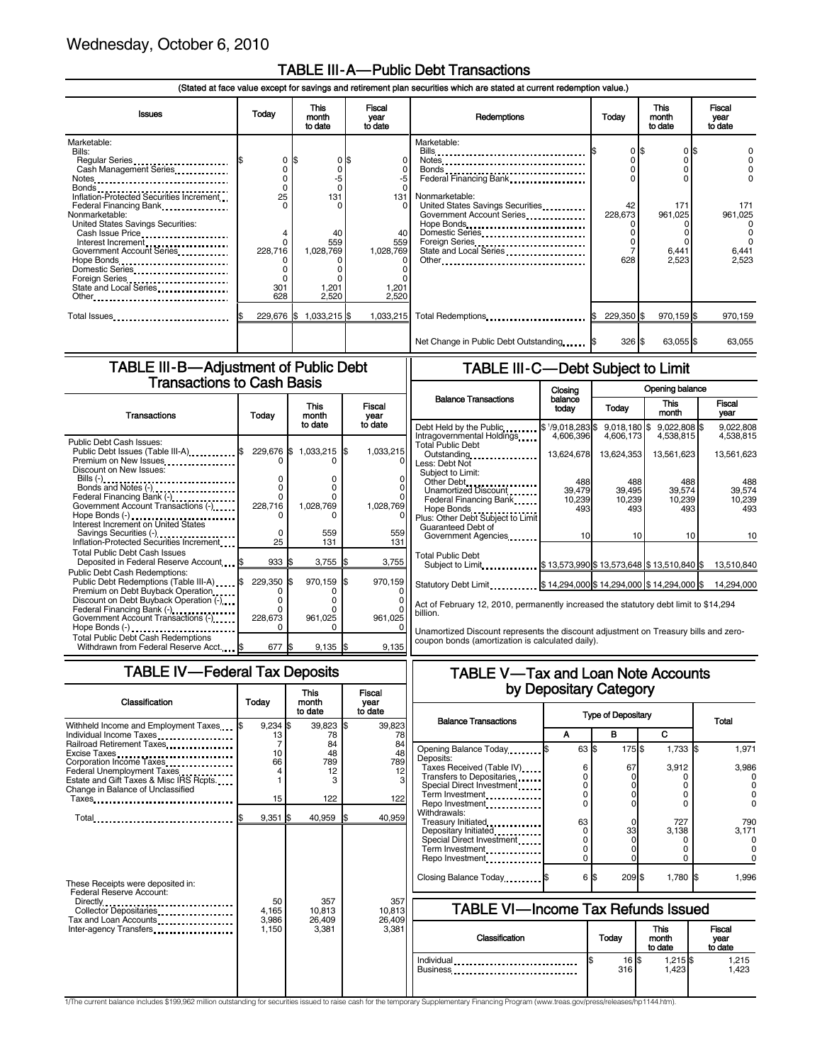Wednesday, October 6, 2010

## TABLE III-A—Public Debt Transactions

(Stated at face value except for savings and retirement plan securities which are stated at current redemption value.)

| Issues | Today | This month to date | Fiscal year to date | Redemptions | Today | This month to date | Fiscal year to date |
|---|---|---|---|---|---|---|---|
| Marketable: | | | | Marketable: | | | |
| Bills: | | | | Bills | $ 0 | $ 0 | $ 0 |
| Regular Series | $ 0 | $ 0 | $ 0 | Notes | 0 | 0 | 0 |
| Cash Management Series | 0 | 0 | 0 | Bonds | 0 | 0 | 0 |
| Notes | 0 | -5 | -5 | Federal Financing Bank | 0 | 0 | 0 |
| Bonds | 0 | 0 | 0 | | | | |
| Inflation-Protected Securities Increment | 25 | 131 | 131 | Nonmarketable: | | | |
| Federal Financing Bank | 0 | 0 | 0 | United States Savings Securities | 42 | 171 | 171 |
| Nonmarketable: | | | | Government Account Series | 228,673 | 961,025 | 961,025 |
| United States Savings Securities: | | | | Hope Bonds | 0 | 0 | 0 |
| Cash Issue Price | 4 | 40 | 40 | Domestic Series | 0 | 0 | 0 |
| Interest Increment | 0 | 559 | 559 | Foreign Series | 0 | 0 | 0 |
| Government Account Series | 228,716 | 1,028,769 | 1,028,769 | State and Local Series | 7 | 6,441 | 6,441 |
| Hope Bonds | 0 | 0 | 0 | Other | 628 | 2,523 | 2,523 |
| Domestic Series | 0 | 0 | 0 | | | | |
| Foreign Series | 0 | 0 | 0 | | | | |
| State and Local Series | 301 | 1,201 | 1,201 | | | | |
| Other | 628 | 2,520 | 2,520 | | | | |
| Total Issues | $ 229,676 | $ 1,033,215 | $ 1,033,215 | Total Redemptions | $ 229,350 | $ 970,159 | $ 970,159 |
| | | | | Net Change in Public Debt Outstanding | $ 326 | $ 63,055 | $ 63,055 |

## TABLE III-B—Adjustment of Public Debt Transactions to Cash Basis

| Transactions | Today | This month to date | Fiscal year to date |
|---|---|---|---|
| Public Debt Cash Issues: | | | |
| Public Debt Issues (Table III-A) | $ 229,676 | $ 1,033,215 | $ 1,033,215 |
| Premium on New Issues | 0 | 0 | 0 |
| Discount on New Issues: | | | |
| Bills (-) | 0 | 0 | 0 |
| Bonds and Notes (-) | 0 | 0 | 0 |
| Federal Financing Bank (-) | 0 | 0 | 0 |
| Government Account Transactions (-) | 228,716 | 1,028,769 | 1,028,769 |
| Hope Bonds (-) | 0 | 0 | 0 |
| Interest Increment on United States Savings Securities (-) | 0 | 559 | 559 |
| Inflation-Protected Securities Increment | 25 | 131 | 131 |
| Total Public Debt Cash Issues Deposited in Federal Reserve Account | $ 933 | $ 3,755 | $ 3,755 |
| Public Debt Cash Redemptions: | | | |
| Public Debt Redemptions (Table III-A) | $ 229,350 | $ 970,159 | $ 970,159 |
| Premium on Debt Buyback Operation | 0 | 0 | 0 |
| Discount on Debt Buyback Operation (-) | 0 | 0 | 0 |
| Federal Financing Bank (-) | 0 | 0 | 0 |
| Government Account Transactions (-) | 228,673 | 961,025 | 961,025 |
| Hope Bonds (-) | 0 | 0 | 0 |
| Total Public Debt Cash Redemptions Withdrawn from Federal Reserve Acct. | $ 677 | $ 9,135 | $ 9,135 |

## TABLE III-C—Debt Subject to Limit

| Balance Transactions | Closing balance today | Opening balance Today | Opening balance This month | Opening balance Fiscal year |
|---|---|---|---|---|
| Debt Held by the Public | $ [1]9,018,283 | $ 9,018,180 | $ 9,022,808 | $ 9,022,808 |
| Intragovernmental Holdings | 4,606,396 | 4,606,173 | 4,538,815 | 4,538,815 |
| Total Public Debt Outstanding | 13,624,678 | 13,624,353 | 13,561,623 | 13,561,623 |
| Less: Debt Not Subject to Limit: | | | | |
| Other Debt | 488 | 488 | 488 | 488 |
| Unamortized Discount | 39,479 | 39,495 | 39,574 | 39,574 |
| Federal Financing Bank | 10,239 | 10,239 | 10,239 | 10,239 |
| Hope Bonds | 493 | 493 | 493 | 493 |
| Plus: Other Debt Subject to Limit Guaranteed Debt of Government Agencies | 10 | 10 | 10 | 10 |
| Total Public Debt Subject to Limit | $ 13,573,990 | $ 13,573,648 | $ 13,510,840 | $ 13,510,840 |
| Statutory Debt Limit | $ 14,294,000 | $ 14,294,000 | $ 14,294,000 | $ 14,294,000 |

Act of February 12, 2010, permanently increased the statutory debt limit to $14,294 billion.

Unamortized Discount represents the discount adjustment on Treasury bills and zero-coupon bonds (amortization is calculated daily).

## TABLE IV—Federal Tax Deposits

| Classification | Today | This month to date | Fiscal year to date |
|---|---|---|---|
| Withheld Income and Employment Taxes | $ 9,234 | $ 39,823 | $ 39,823 |
| Individual Income Taxes | 13 | 78 | 78 |
| Railroad Retirement Taxes | 7 | 84 | 84 |
| Excise Taxes | 10 | 48 | 48 |
| Corporation Income Taxes | 66 | 789 | 789 |
| Federal Unemployment Taxes | 4 | 12 | 12 |
| Estate and Gift Taxes & Misc IRS Rcpts. | 1 | 3 | 3 |
| Change in Balance of Unclassified Taxes | 15 | 122 | 122 |
| Total | $ 9,351 | $ 40,959 | $ 40,959 |
| These Receipts were deposited in: | | | |
| Federal Reserve Account: | | | |
| Directly | 50 | 357 | 357 |
| Collector Depositaries | 4,165 | 10,813 | 10,813 |
| Tax and Loan Accounts | 3,986 | 26,409 | 26,409 |
| Inter-agency Transfers | 1,150 | 3,381 | 3,381 |

## TABLE V—Tax and Loan Note Accounts by Depositary Category

| Balance Transactions | Type of Depositary A | Type of Depositary B | Type of Depositary C | Total |
|---|---|---|---|---|
| Opening Balance Today | $ 63 | $ 175 | $ 1,733 | $ 1,971 |
| Deposits: | | | | |
| Taxes Received (Table IV) | 6 | 67 | 3,912 | 3,986 |
| Transfers to Depositaries | 0 | 0 | 0 | 0 |
| Special Direct Investment | 0 | 0 | 0 | 0 |
| Term Investment | 0 | 0 | 0 | 0 |
| Repo Investment | 0 | 0 | 0 | 0 |
| Withdrawals: | | | | |
| Treasury Initiated | 63 | 0 | 727 | 790 |
| Depositary Initiated | 0 | 33 | 3,138 | 3,171 |
| Special Direct Investment | 0 | 0 | 0 | 0 |
| Term Investment | 0 | 0 | 0 | 0 |
| Repo Investment | 0 | 0 | 0 | 0 |
| Closing Balance Today | $ 6 | $ 209 | $ 1,780 | $ 1,996 |

## TABLE VI—Income Tax Refunds Issued

| Classification | Today | This month to date | Fiscal year to date |
|---|---|---|---|
| Individual | $ 16 | $ 1,215 | $ 1,215 |
| Business | 316 | 1,423 | 1,423 |

1/The current balance includes $199,962 million outstanding for securities issued to raise cash for the temporary Supplementary Financing Program (www.treas.gov/press/releases/hp1144.htm).